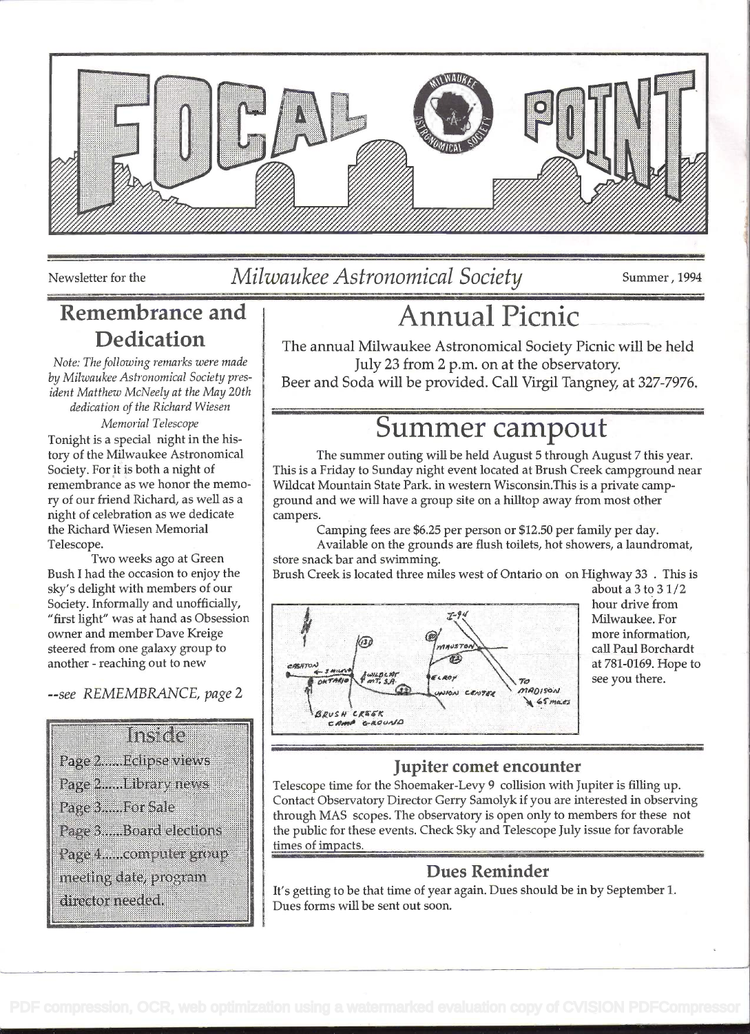# FOCAL POINT

Newsletter for the *Milwaukee Astronomical Society* Summer, 1994

## Remembrance and Dedication

*Note: The following remarks were made by Milwaukee Astronomical Society president Matthew McNeely at the May 20th dedication of the Richard Wiesen Memorial Telescope*

Tonight is a special night in the history of the Milwaukee Astronomical Society. For it is both a night of remembrance as we honor the memory of our friend Richard, as well as a night of celebration as we dedicate the Richard Wiesen Memorial Telescope.

Two weeks ago at Green Bush I had the occasion to enjoy the sky's delight with members of our Society. Informally and unofficially, "first light" was at hand as Obsession owner and member Dave Kreige steered from one galaxy group to another - reaching out to new

*--see REMEMBRANCE, page 2*

**Inside**

- Page 2......Eclipse views
- Page 2......Library news
- Page 3......For Sale
- Page 3......Board elections
- Page 4......computer group meeting date, program director needed.

## Annual Picnic

The annual Milwaukee Astronomical Society Picnic will be held July 23 from 2 p.m. on at the observatory.
Beer and Soda will be provided. Call Virgil Tangney, at 327-7976.

## Summer campout

The summer outing will be held August 5 through August 7 this year. This is a Friday to Sunday night event located at Brush Creek campground near Wildcat Mountain State Park. in western Wisconsin.This is a private campground and we will have a group site on a hilltop away from most other campers.

Camping fees are $6.25 per person or $12.50 per family per day.

Available on the grounds are flush toilets, hot showers, a laundromat, store snack bar and swimming.

Brush Creek is located three miles west of Ontario on on Highway 33 . This is about a 3 to 3 1/2 hour drive from Milwaukee. For more information, call Paul Borchardt at 781-0169. Hope to see you there.

### Jupiter comet encounter

Telescope time for the Shoemaker-Levy 9 collision with Jupiter is filling up. Contact Observatory Director Gerry Samolyk if you are interested in observing through MAS scopes. The observatory is open only to members for these not the public for these events. Check Sky and Telescope July issue for favorable times of impacts.

### Dues Reminder

It's getting to be that time of year again. Dues should be in by September 1. Dues forms will be sent out soon.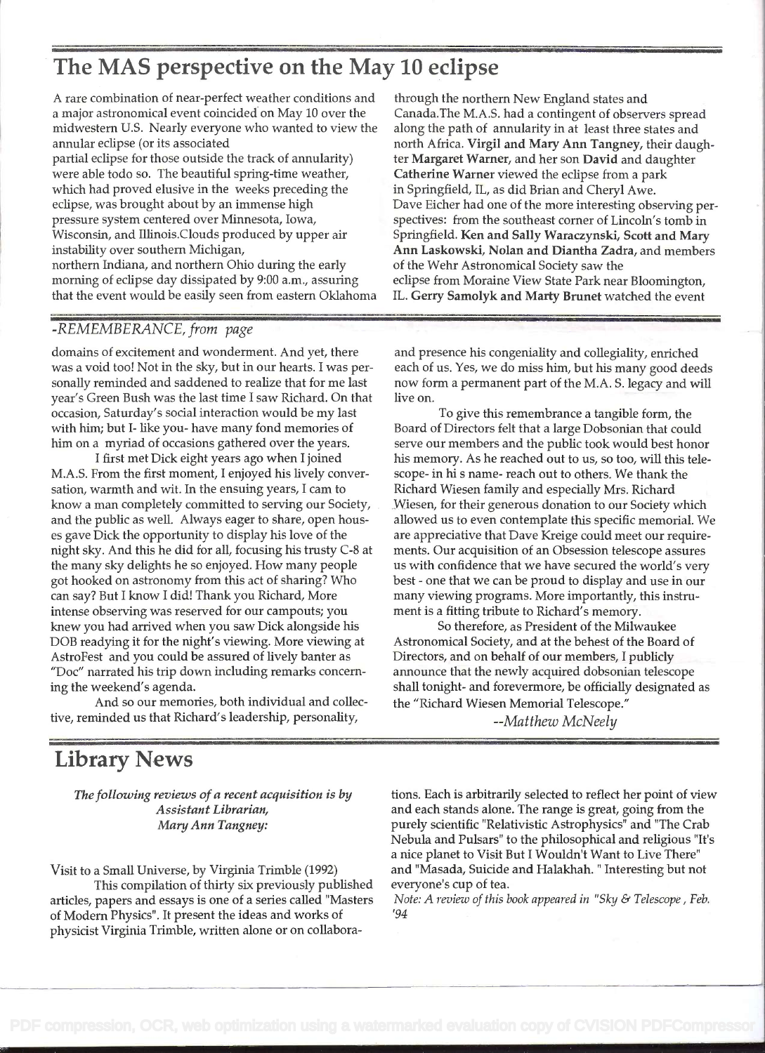# The MAS perspective on the May 10 eclipse

A rare combination of near-perfect weather conditions and a major astronomical event coincided on May 10 over the midwestern U.S. Nearly everyone who wanted to view the annular eclipse (or its associated partial eclipse for those outside the track of annularity) were able todo so. The beautiful spring-time weather, which had proved elusive in the weeks preceding the eclipse, was brought about by an immense high pressure system centered over Minnesota, Iowa, Wisconsin, and Illinois.Clouds produced by upper air instability over southern Michigan, northern Indiana, and northern Ohio during the early morning of eclipse day dissipated by 9:00 a.m., assuring that the event would be easily seen from eastern Oklahoma through the northern New England states and Canada.The M.A.S. had a contingent of observers spread along the path of annularity in at least three states and north Africa. **Virgil and Mary Ann Tangney,** their daughter **Margaret Warner,** and her son **David** and daughter **Catherine Warner** viewed the eclipse from a park in Springfield, IL, as did Brian and Cheryl Awe.

Dave Eicher had one of the more interesting observing perspectives: from the southeast corner of Lincoln's tomb in Springfield. **Ken and Sally Waraczynski, Scott and Mary Ann Laskowski, Nolan and Diantha Zadra,** and members of the Wehr Astronomical Society saw the eclipse from Moraine View State Park near Bloomington, IL. **Gerry Samolyk and Marty Brunet** watched the event

*-REMEMBERANCE, from page*

domains of excitement and wonderment. And yet, there was a void too! Not in the sky, but in our hearts. I was personally reminded and saddened to realize that for me last year's Green Bush was the last time I saw Richard. On that occasion, Saturday's social interaction would be my last with him; but I- like you- have many fond memories of him on a myriad of occasions gathered over the years.

I first met Dick eight years ago when I joined M.A.S. From the first moment, I enjoyed his lively conversation, warmth and wit. In the ensuing years, I cam to know a man completely committed to serving our Society, and the public as well. Always eager to share, open houses gave Dick the opportunity to display his love of the night sky. And this he did for all, focusing his trusty C-8 at the many sky delights he so enjoyed. How many people got hooked on astronomy from this act of sharing? Who can say? But I know I did! Thank you Richard, More intense observing was reserved for our campouts; you knew you had arrived when you saw Dick alongside his DOB readying it for the night's viewing. More viewing at AstroFest and you could be assured of lively banter as "Doc" narrated his trip down including remarks concerning the weekend's agenda.

And so our memories, both individual and collective, reminded us that Richard's leadership, personality, and presence his congeniality and collegiality, enriched each of us. Yes, we do miss him, but his many good deeds now form a permanent part of the M.A. S. legacy and will live on.

To give this remembrance a tangible form, the Board of Directors felt that a large Dobsonian that could serve our members and the public took would best honor his memory. As he reached out to us, so too, will this telescope- in hi s name- reach out to others. We thank the Richard Wiesen family and especially Mrs. Richard Wiesen, for their generous donation to our Society which allowed us to even contemplate this specific memorial. We are appreciative that Dave Kreige could meet our requirements. Our acquisition of an Obsession telescope assures us with confidence that we have secured the world's very best - one that we can be proud to display and use in our many viewing programs. More importantly, this instrument is a fitting tribute to Richard's memory.

So therefore, as President of the Milwaukee Astronomical Society, and at the behest of the Board of Directors, and on behalf of our members, I publicly announce that the newly acquired dobsonian telescope shall tonight- and forevermore, be officially designated as the "Richard Wiesen Memorial Telescope."

*--Matthew McNeely*

# Library News

*The following reviews of a recent acquisition is by Assistant Librarian, Mary Ann Tangney:*

Visit to a Small Universe, by Virginia Trimble (1992)

This compilation of thirty six previously published articles, papers and essays is one of a series called "Masters of Modern Physics". It present the ideas and works of physicist Virginia Trimble, written alone or on collaborations. Each is arbitrarily selected to reflect her point of view and each stands alone. The range is great, going from the purely scientific "Relativistic Astrophysics" and "The Crab Nebula and Pulsars" to the philosophical and religious "It's a nice planet to Visit But I Wouldn't Want to Live There" and "Masada, Suicide and Halakhah. " Interesting but not everyone's cup of tea.

*Note: A review of this book appeared in "Sky & Telescope , Feb. '94*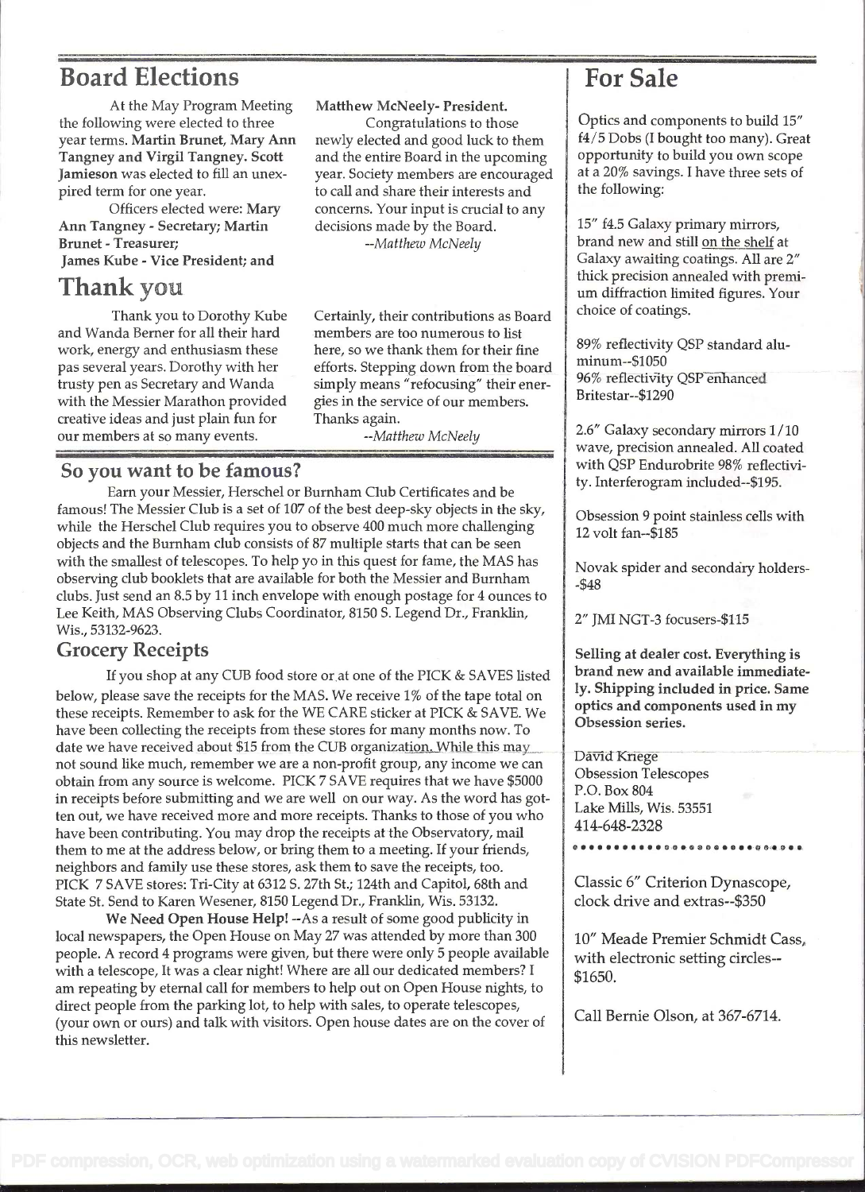## Board Elections

At the May Program Meeting the following were elected to three year terms. **Martin Brunet, Mary Ann Tangney and Virgil Tangney. Scott Jamieson** was elected to fill an unexpired term for one year.

Officers elected were: **Mary Ann Tangney - Secretary; Martin Brunet - Treasurer; James Kube - Vice President; and Matthew McNeely- President.**

Congratulations to those newly elected and good luck to them and the entire Board in the upcoming year. Society members are encouraged to call and share their interests and concerns. Your input is crucial to any decisions made by the Board.

*--Matthew McNeely*

## Thank you

Thank you to Dorothy Kube and Wanda Berner for all their hard work, energy and enthusiasm these pas several years. Dorothy with her trusty pen as Secretary and Wanda with the Messier Marathon provided creative ideas and just plain fun for our members at so many events. Certainly, their contributions as Board members are too numerous to list here, so we thank them for their fine efforts. Stepping down from the board simply means "refocusing" their energies in the service of our members. Thanks again.

*--Matthew McNeely*

### So you want to be famous?

Earn your Messier, Herschel or Burnham Club Certificates and be famous! The Messier Club is a set of 107 of the best deep-sky objects in the sky, while the Herschel Club requires you to observe 400 much more challenging objects and the Burnham club consists of 87 multiple starts that can be seen with the smallest of telescopes. To help yo in this quest for fame, the MAS has observing club booklets that are available for both the Messier and Burnham clubs. Just send an 8.5 by 11 inch envelope with enough postage for 4 ounces to Lee Keith, MAS Observing Clubs Coordinator, 8150 S. Legend Dr., Franklin, Wis., 53132-9623.

### Grocery Receipts

If you shop at any CUB food store or at one of the PICK & SAVES listed below, please save the receipts for the MAS. We receive 1% of the tape total on these receipts. Remember to ask for the WE CARE sticker at PICK & SAVE. We have been collecting the receipts from these stores for many months now. To date we have received about $15 from the CUB organization. While this may not sound like much, remember we are a non-profit group, any income we can obtain from any source is welcome. PICK 7 SAVE requires that we have $5000 in receipts before submitting and we are well on our way. As the word has gotten out, we have received more and more receipts. Thanks to those of you who have been contributing. You may drop the receipts at the Observatory, mail them to me at the address below, or bring them to a meeting. If your friends, neighbors and family use these stores, ask them to save the receipts, too. PICK 7 SAVE stores: Tri-City at 6312 S. 27th St.; 124th and Capitol, 68th and State St. Send to Karen Wesener, 8150 Legend Dr., Franklin, Wis. 53132.

**We Need Open House Help!** --As a result of some good publicity in local newspapers, the Open House on May 27 was attended by more than 300 people. A record 4 programs were given, but there were only 5 people available with a telescope, It was a clear night! Where are all our dedicated members? I am repeating by eternal call for members to help out on Open House nights, to direct people from the parking lot, to help with sales, to operate telescopes, (your own or ours) and talk with visitors. Open house dates are on the cover of this newsletter.

## For Sale

Optics and components to build 15" f4/5 Dobs (I bought too many). Great opportunity to build you own scope at a 20% savings. I have three sets of the following:

15" f4.5 Galaxy primary mirrors, brand new and still on the shelf at Galaxy awaiting coatings. All are 2" thick precision annealed with premium diffraction limited figures. Your choice of coatings.

89% reflectivity QSP standard aluminum--$1050
96% reflectivity QSP enhanced Britestar--$1290

2.6" Galaxy secondary mirrors 1/10 wave, precision annealed. All coated with QSP Endurobrite 98% reflectivity. Interferogram included--$195.

Obsession 9 point stainless cells with 12 volt fan--$185

Novak spider and secondary holders--$48

2" JMI NGT-3 focusers-$115

**Selling at dealer cost. Everything is brand new and available immediately. Shipping included in price. Same optics and components used in my Obsession series.**

David Kriege
Obsession Telescopes
P.O. Box 804
Lake Mills, Wis. 53551
414-648-2328

---

Classic 6" Criterion Dynascope, clock drive and extras--$350

10" Meade Premier Schmidt Cass, with electronic setting circles--$1650.

Call Bernie Olson, at 367-6714.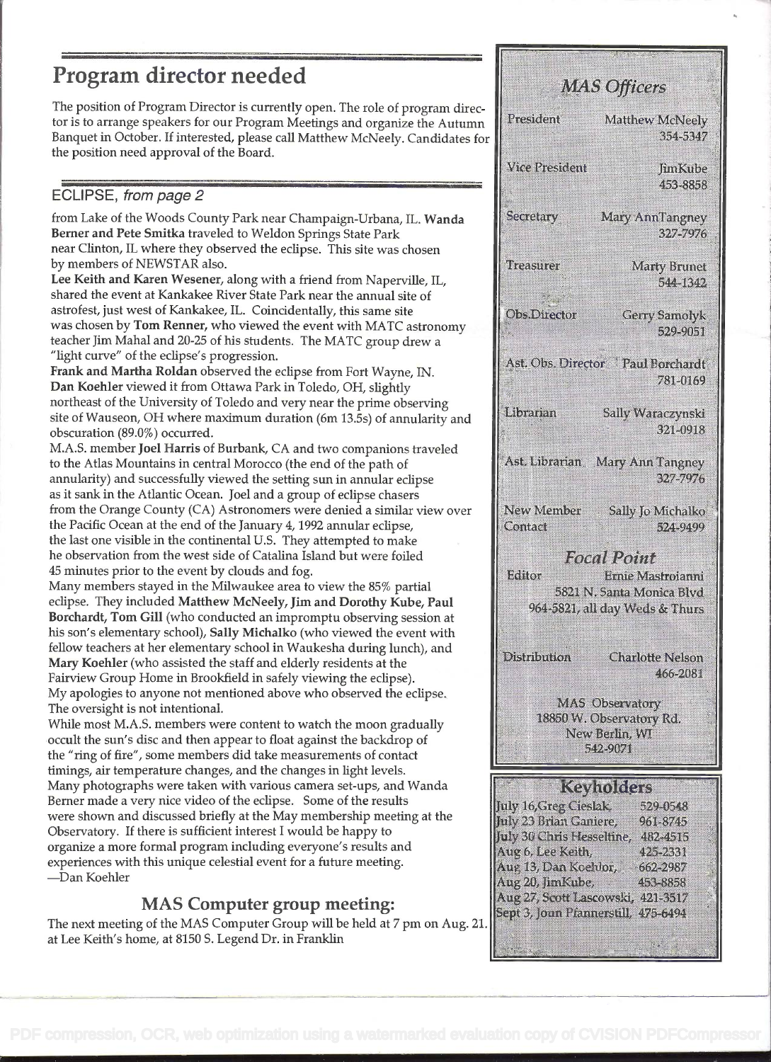# Program director needed

The position of Program Director is currently open. The role of program director is to arrange speakers for our Program Meetings and organize the Autumn Banquet in October. If interested, please call Matthew McNeely. Candidates for the position need approval of the Board.

## ECLIPSE, *from page 2*

from Lake of the Woods County Park near Champaign-Urbana, IL. **Wanda Berner and Pete Smitka** traveled to Weldon Springs State Park near Clinton, IL where they observed the eclipse. This site was chosen by members of NEWSTAR also.

**Lee Keith and Karen Wesener**, along with a friend from Naperville, IL, shared the event at Kankakee River State Park near the annual site of astrofest, just west of Kankakee, IL. Coincidentally, this same site was chosen by **Tom Renner**, who viewed the event with MATC astronomy teacher Jim Mahal and 20-25 of his students. The MATC group drew a "light curve" of the eclipse's progression.

**Frank and Martha Roldan** observed the eclipse from Fort Wayne, IN. **Dan Koehler** viewed it from Ottawa Park in Toledo, OH, slightly northeast of the University of Toledo and very near the prime observing site of Wauseon, OH where maximum duration (6m 13.5s) of annularity and obscuration (89.0%) occurred.

M.A.S. member **Joel Harris** of Burbank, CA and two companions traveled to the Atlas Mountains in central Morocco (the end of the path of annularity) and successfully viewed the setting sun in annular eclipse as it sank in the Atlantic Ocean. Joel and a group of eclipse chasers from the Orange County (CA) Astronomers were denied a similar view over the Pacific Ocean at the end of the January 4, 1992 annular eclipse, the last one visible in the continental U.S. They attempted to make he observation from the west side of Catalina Island but were foiled 45 minutes prior to the event by clouds and fog.

Many members stayed in the Milwaukee area to view the 85% partial eclipse. They included **Matthew McNeely, Jim and Dorothy Kube, Paul Borchardt, Tom Gill** (who conducted an impromptu observing session at his son's elementary school), **Sally Michalko** (who viewed the event with fellow teachers at her elementary school in Waukesha during lunch), and **Mary Koehler** (who assisted the staff and elderly residents at the Fairview Group Home in Brookfield in safely viewing the eclipse).

My apologies to anyone not mentioned above who observed the eclipse. The oversight is not intentional.

While most M.A.S. members were content to watch the moon gradually occult the sun's disc and then appear to float against the backdrop of the "ring of fire", some members did take measurements of contact timings, air temperature changes, and the changes in light levels. Many photographs were taken with various camera set-ups, and Wanda Berner made a very nice video of the eclipse. Some of the results were shown and discussed briefly at the May membership meeting at the Observatory. If there is sufficient interest I would be happy to organize a more formal program including everyone's results and experiences with this unique celestial event for a future meeting.

—Dan Koehler

## MAS Computer group meeting:

The next meeting of the MAS Computer Group will be held at 7 pm on Aug. 21. at Lee Keith's home, at 8150 S. Legend Dr. in Franklin

### *MAS Officers*

| | |
|---|---|
| President | Matthew McNeely 354-5347 |
| Vice President | JimKube 453-8858 |
| Secretary | Mary AnnTangney 327-7976 |
| Treasurer | Marty Brunet 544-1342 |
| Obs.Director | Gerry Samolyk 529-9051 |
| Ast. Obs. Director | Paul Borchardt 781-0169 |
| Librarian | Sally Waraczynski 321-0918 |
| Ast. Librarian | Mary Ann Tangney 327-7976 |
| New Member Contact | Sally Jo Michalko 524-9499 |

### *Focal Point*

Editor: Ernie Mastroianni
5821 N. Santa Monica Blvd
964-5821, all day Weds & Thurs

Distribution: Charlotte Nelson 466-2081

MAS Observatory
18850 W. Observatory Rd.
New Berlin, WI
542-9071

### Keyholders

| | |
|---|---|
| July 16, Greg Cieslak, | 529-0548 |
| July 23 Brian Ganiere, | 961-8745 |
| July 30 Chris Hesseltine, | 482-4515 |
| Aug 6, Lee Keith, | 425-2331 |
| Aug 13, Dan Koehler, | 662-2987 |
| Aug 20, JimKube, | 453-8858 |
| Aug 27, Scott Lascowski, | 421-3517 |
| Sept 3, Joan Pfannerstill, | 475-6494 |